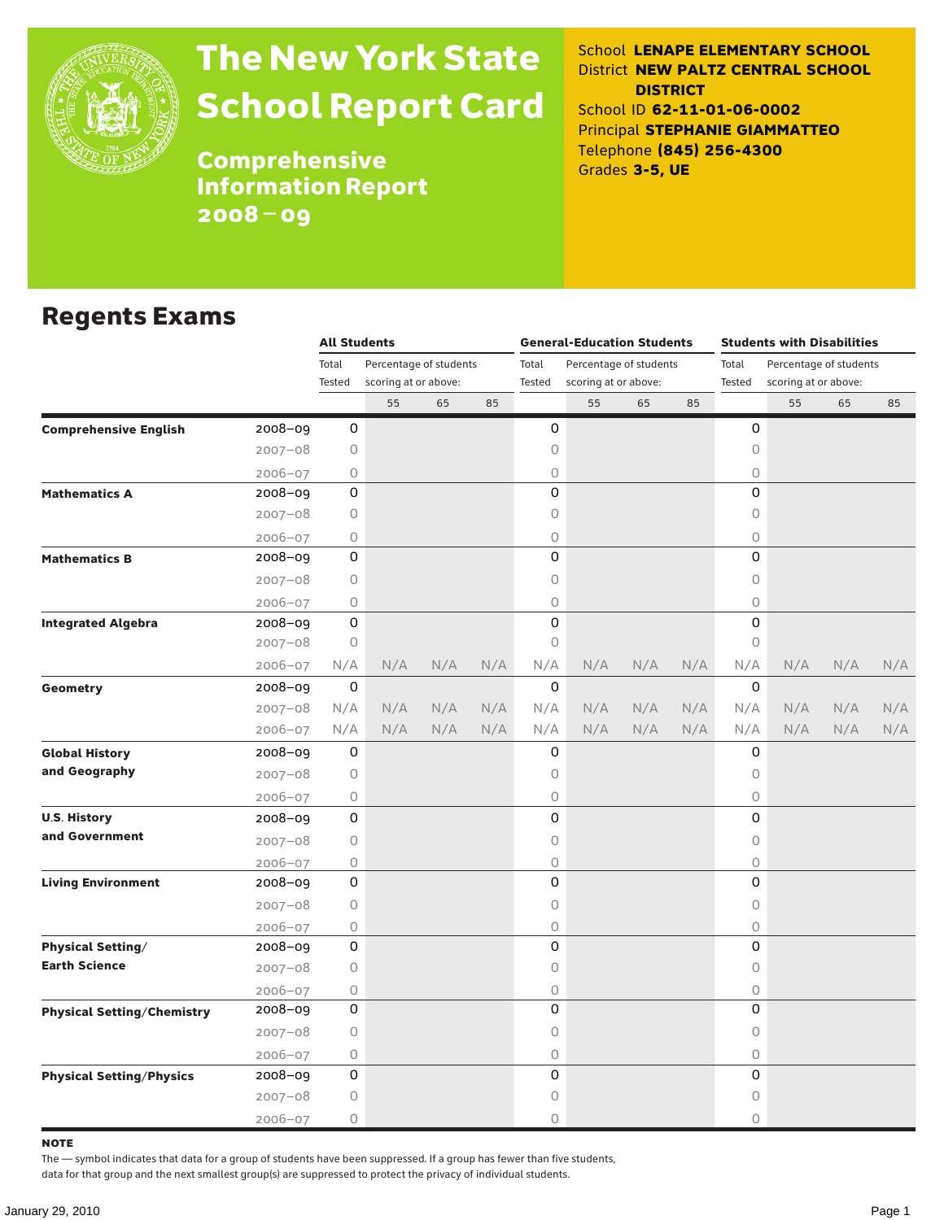# The New York State School Report Card

## Comprehensive Information Report 2008 – 09

School **LENAPE ELEMENTARY SCHOOL**
District **NEW PALTZ CENTRAL SCHOOL DISTRICT**
School ID **62-11-01-06-0002**
Principal **STEPHANIE GIAMMATTEO**
Telephone **(845) 256-4300**
Grades **3-5, UE**

## Regents Exams

| | | All Students | | | | General-Education Students | | | | Students with Disabilities | | | |
|---|---|---|---|---|---|---|---|---|---|---|---|---|---|
| | | Total Tested | Percentage of students scoring at or above: | | | Total Tested | Percentage of students scoring at or above: | | | Total Tested | Percentage of students scoring at or above: | | |
| | | | 55 | 65 | 85 | | 55 | 65 | 85 | | 55 | 65 | 85 |
| **Comprehensive English** | 2008–09 | 0 | | | | 0 | | | | 0 | | | |
| | 2007–08 | 0 | | | | 0 | | | | 0 | | | |
| | 2006–07 | 0 | | | | 0 | | | | 0 | | | |
| **Mathematics A** | 2008–09 | 0 | | | | 0 | | | | 0 | | | |
| | 2007–08 | 0 | | | | 0 | | | | 0 | | | |
| | 2006–07 | 0 | | | | 0 | | | | 0 | | | |
| **Mathematics B** | 2008–09 | 0 | | | | 0 | | | | 0 | | | |
| | 2007–08 | 0 | | | | 0 | | | | 0 | | | |
| | 2006–07 | 0 | | | | 0 | | | | 0 | | | |
| **Integrated Algebra** | 2008–09 | 0 | | | | 0 | | | | 0 | | | |
| | 2007–08 | 0 | | | | 0 | | | | 0 | | | |
| | 2006–07 | N/A | N/A | N/A | N/A | N/A | N/A | N/A | N/A | N/A | N/A | N/A | N/A |
| **Geometry** | 2008–09 | 0 | | | | 0 | | | | 0 | | | |
| | 2007–08 | N/A | N/A | N/A | N/A | N/A | N/A | N/A | N/A | N/A | N/A | N/A | N/A |
| | 2006–07 | N/A | N/A | N/A | N/A | N/A | N/A | N/A | N/A | N/A | N/A | N/A | N/A |
| **Global History and Geography** | 2008–09 | 0 | | | | 0 | | | | 0 | | | |
| | 2007–08 | 0 | | | | 0 | | | | 0 | | | |
| | 2006–07 | 0 | | | | 0 | | | | 0 | | | |
| **U.S. History and Government** | 2008–09 | 0 | | | | 0 | | | | 0 | | | |
| | 2007–08 | 0 | | | | 0 | | | | 0 | | | |
| | 2006–07 | 0 | | | | 0 | | | | 0 | | | |
| **Living Environment** | 2008–09 | 0 | | | | 0 | | | | 0 | | | |
| | 2007–08 | 0 | | | | 0 | | | | 0 | | | |
| | 2006–07 | 0 | | | | 0 | | | | 0 | | | |
| **Physical Setting/ Earth Science** | 2008–09 | 0 | | | | 0 | | | | 0 | | | |
| | 2007–08 | 0 | | | | 0 | | | | 0 | | | |
| | 2006–07 | 0 | | | | 0 | | | | 0 | | | |
| **Physical Setting/Chemistry** | 2008–09 | 0 | | | | 0 | | | | 0 | | | |
| | 2007–08 | 0 | | | | 0 | | | | 0 | | | |
| | 2006–07 | 0 | | | | 0 | | | | 0 | | | |
| **Physical Setting/Physics** | 2008–09 | 0 | | | | 0 | | | | 0 | | | |
| | 2007–08 | 0 | | | | 0 | | | | 0 | | | |
| | 2006–07 | 0 | | | | 0 | | | | 0 | | | |

**NOTE**

The — symbol indicates that data for a group of students have been suppressed. If a group has fewer than five students, data for that group and the next smallest group(s) are suppressed to protect the privacy of individual students.

January 29, 2010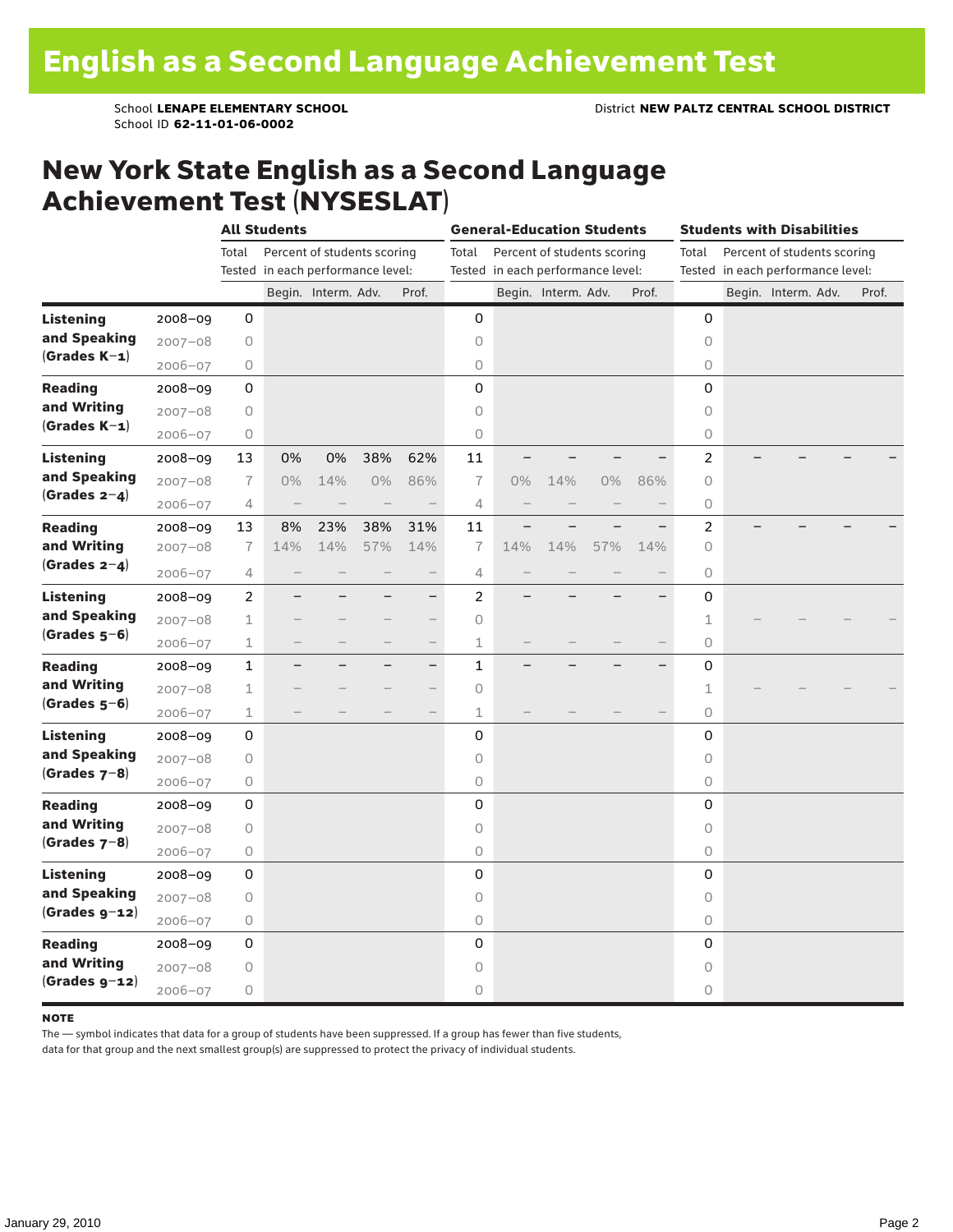# English as a Second Language Achievement Test

School **LENAPE ELEMENTARY SCHOOL**
School ID **62-11-01-06-0002**

District **NEW PALTZ CENTRAL SCHOOL DISTRICT**

## New York State English as a Second Language Achievement Test (NYSESLAT)

| | | All Students | | | | | General-Education Students | | | | | Students with Disabilities | | | | |
|---|---|---|---|---|---|---|---|---|---|---|---|---|---|---|---|---|
| | | Total Tested | Percent of students scoring in each performance level: | | | | Total Tested | Percent of students scoring in each performance level: | | | | Total Tested | Percent of students scoring in each performance level: | | | |
| | | | Begin. | Interm. | Adv. | Prof. | | Begin. | Interm. | Adv. | Prof. | | Begin. | Interm. | Adv. | Prof. |
| **Listening and Speaking (Grades K–1)** | 2008–09 | 0 | | | | | 0 | | | | | 0 | | | | |
| | 2007–08 | 0 | | | | | 0 | | | | | 0 | | | | |
| | 2006–07 | 0 | | | | | 0 | | | | | 0 | | | | |
| **Reading and Writing (Grades K–1)** | 2008–09 | 0 | | | | | 0 | | | | | 0 | | | | |
| | 2007–08 | 0 | | | | | 0 | | | | | 0 | | | | |
| | 2006–07 | 0 | | | | | 0 | | | | | 0 | | | | |
| **Listening and Speaking (Grades 2–4)** | 2008–09 | 13 | 0% | 0% | 38% | 62% | 11 | – | – | – | – | 2 | – | – | – | – |
| | 2007–08 | 7 | 0% | 14% | 0% | 86% | 7 | 0% | 14% | 0% | 86% | 0 | | | | |
| | 2006–07 | 4 | – | – | – | – | 4 | – | – | – | – | 0 | | | | |
| **Reading and Writing (Grades 2–4)** | 2008–09 | 13 | 8% | 23% | 38% | 31% | 11 | – | – | – | – | 2 | – | – | – | – |
| | 2007–08 | 7 | 14% | 14% | 57% | 14% | 7 | 14% | 14% | 57% | 14% | 0 | | | | |
| | 2006–07 | 4 | – | – | – | – | 4 | – | – | – | – | 0 | | | | |
| **Listening and Speaking (Grades 5–6)** | 2008–09 | 2 | – | – | – | – | 2 | – | – | – | – | 0 | | | | |
| | 2007–08 | 1 | – | – | – | – | 0 | | | | | 1 | – | – | – | – |
| | 2006–07 | 1 | – | – | – | – | 1 | – | – | – | – | 0 | | | | |
| **Reading and Writing (Grades 5–6)** | 2008–09 | 1 | – | – | – | – | 1 | – | – | – | – | 0 | | | | |
| | 2007–08 | 1 | – | – | – | – | 0 | | | | | 1 | – | – | – | – |
| | 2006–07 | 1 | – | – | – | – | 1 | – | – | – | – | 0 | | | | |
| **Listening and Speaking (Grades 7–8)** | 2008–09 | 0 | | | | | 0 | | | | | 0 | | | | |
| | 2007–08 | 0 | | | | | 0 | | | | | 0 | | | | |
| | 2006–07 | 0 | | | | | 0 | | | | | 0 | | | | |
| **Reading and Writing (Grades 7–8)** | 2008–09 | 0 | | | | | 0 | | | | | 0 | | | | |
| | 2007–08 | 0 | | | | | 0 | | | | | 0 | | | | |
| | 2006–07 | 0 | | | | | 0 | | | | | 0 | | | | |
| **Listening and Speaking (Grades 9–12)** | 2008–09 | 0 | | | | | 0 | | | | | 0 | | | | |
| | 2007–08 | 0 | | | | | 0 | | | | | 0 | | | | |
| | 2006–07 | 0 | | | | | 0 | | | | | 0 | | | | |
| **Reading and Writing (Grades 9–12)** | 2008–09 | 0 | | | | | 0 | | | | | 0 | | | | |
| | 2007–08 | 0 | | | | | 0 | | | | | 0 | | | | |
| | 2006–07 | 0 | | | | | 0 | | | | | 0 | | | | |

**NOTE**

The — symbol indicates that data for a group of students have been suppressed. If a group has fewer than five students, data for that group and the next smallest group(s) are suppressed to protect the privacy of individual students.

January 29, 2010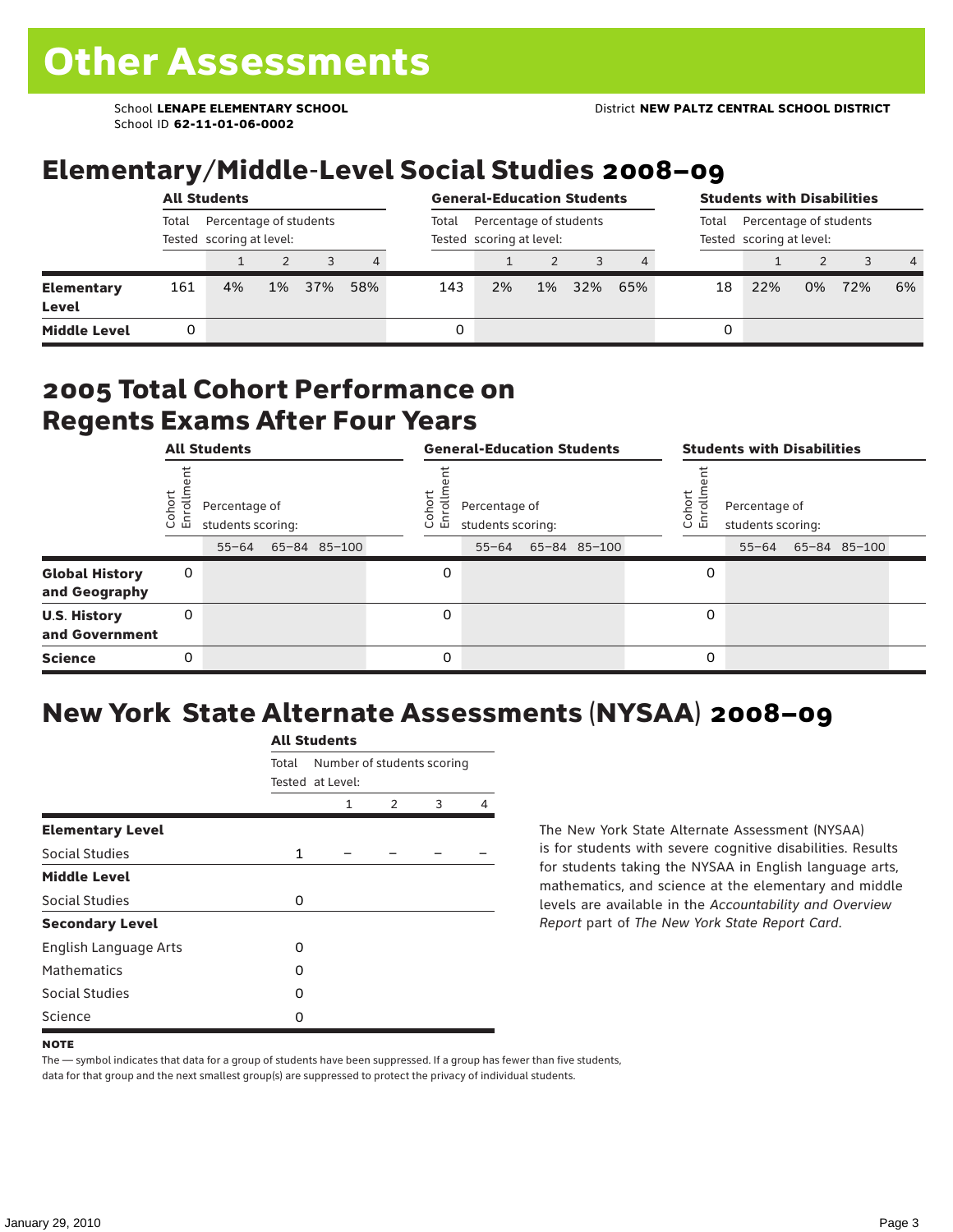# Other Assessments

School **LENAPE ELEMENTARY SCHOOL**
School ID **62-11-01-06-0002**

District **NEW PALTZ CENTRAL SCHOOL DISTRICT**

## Elementary/Middle-Level Social Studies 2008–09

| | All Students | | | | | General-Education Students | | | | | Students with Disabilities | | | | |
|---|---|---|---|---|---|---|---|---|---|---|---|---|---|---|---|
| | Total Tested | Percentage of students scoring at level: | | | | Total Tested | Percentage of students scoring at level: | | | | Total Tested | Percentage of students scoring at level: | | | |
| | | 1 | 2 | 3 | 4 | | 1 | 2 | 3 | 4 | | 1 | 2 | 3 | 4 |
| **Elementary Level** | 161 | 4% | 1% | 37% | 58% | 143 | 2% | 1% | 32% | 65% | 18 | 22% | 0% | 72% | 6% |
| **Middle Level** | 0 | | | | | 0 | | | | | 0 | | | | |

## 2005 Total Cohort Performance on Regents Exams After Four Years

| | All Students | | | | General-Education Students | | | | Students with Disabilities | | | |
|---|---|---|---|---|---|---|---|---|---|---|---|---|
| | Cohort Enrollment | Percentage of students scoring: | | | Cohort Enrollment | Percentage of students scoring: | | | Cohort Enrollment | Percentage of students scoring: | | |
| | | 55–64 | 65–84 | 85–100 | | 55–64 | 65–84 | 85–100 | | 55–64 | 65–84 | 85–100 |
| **Global History and Geography** | 0 | | | | 0 | | | | 0 | | | |
| **U.S. History and Government** | 0 | | | | 0 | | | | 0 | | | |
| **Science** | 0 | | | | 0 | | | | 0 | | | |

## New York State Alternate Assessments (NYSAA) 2008–09

| | All Students | | | | |
|---|---|---|---|---|---|
| | Total Tested | Number of students scoring at Level: | | | |
| | | 1 | 2 | 3 | 4 |
| **Elementary Level** | | | | | |
| Social Studies | 1 | – | – | – | – |
| **Middle Level** | | | | | |
| Social Studies | 0 | | | | |
| **Secondary Level** | | | | | |
| English Language Arts | 0 | | | | |
| Mathematics | 0 | | | | |
| Social Studies | 0 | | | | |
| Science | 0 | | | | |

The New York State Alternate Assessment (NYSAA) is for students with severe cognitive disabilities. Results for students taking the NYSAA in English language arts, mathematics, and science at the elementary and middle levels are available in the *Accountability and Overview Report* part of *The New York State Report Card*.

**NOTE**

The — symbol indicates that data for a group of students have been suppressed. If a group has fewer than five students, data for that group and the next smallest group(s) are suppressed to protect the privacy of individual students.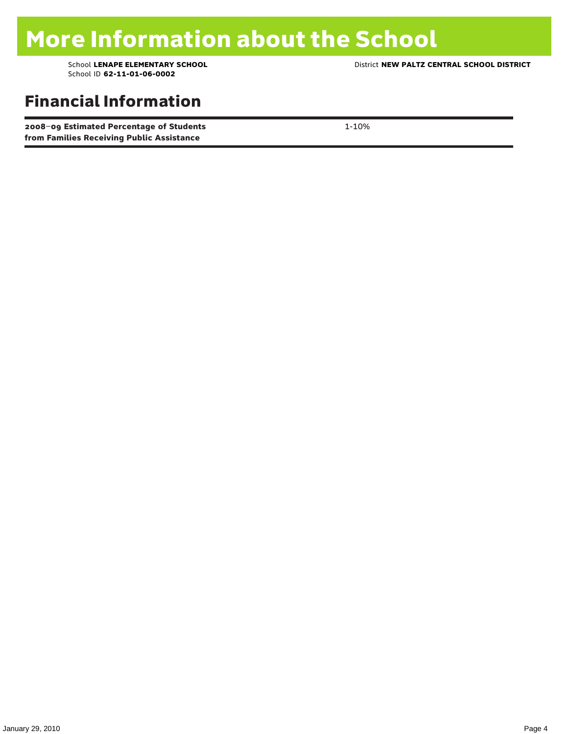# More Information about the School

School **LENAPE ELEMENTARY SCHOOL**
School ID **62-11-01-06-0002**

District **NEW PALTZ CENTRAL SCHOOL DISTRICT**

## Financial Information

| | |
|---|---|
| **2008–09 Estimated Percentage of Students from Families Receiving Public Assistance** | 1-10% |